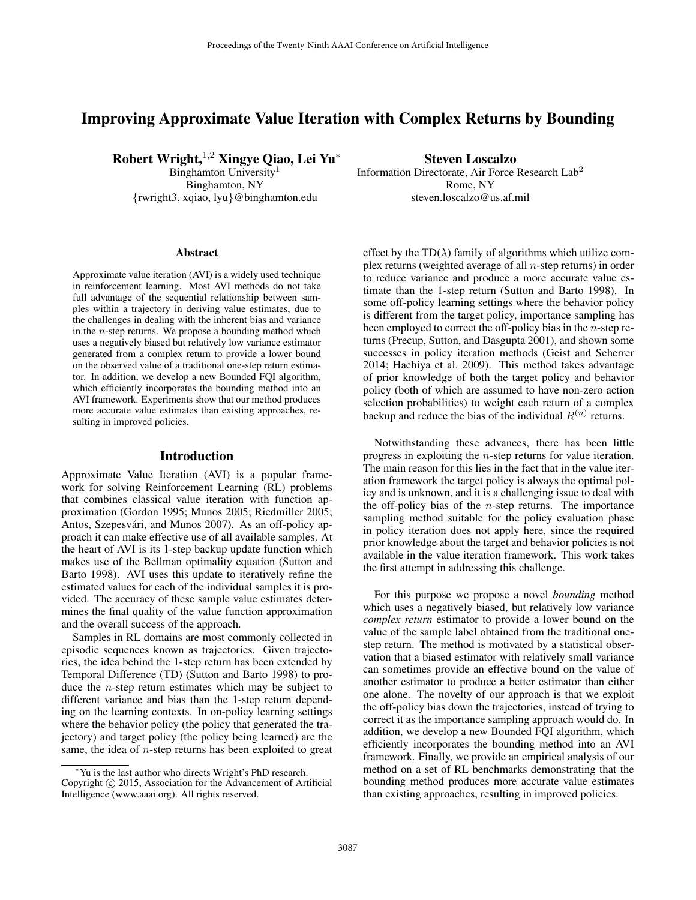# Improving Approximate Value Iteration with Complex Returns by Bounding

**Robert Wright,**[1,2] **Xingye Qiao, Lei Yu**[*]
Binghamton University[1]
Binghamton, NY
{rwright3, xqiao, lyu}@binghamton.edu

**Steven Loscalzo**
Information Directorate, Air Force Research Lab[2]
Rome, NY
steven.loscalzo@us.af.mil

## Abstract

Approximate value iteration (AVI) is a widely used technique in reinforcement learning. Most AVI methods do not take full advantage of the sequential relationship between samples within a trajectory in deriving value estimates, due to the challenges in dealing with the inherent bias and variance in the $n$-step returns. We propose a bounding method which uses a negatively biased but relatively low variance estimator generated from a complex return to provide a lower bound on the observed value of a traditional one-step return estimator. In addition, we develop a new Bounded FQI algorithm, which efficiently incorporates the bounding method into an AVI framework. Experiments show that our method produces more accurate value estimates than existing approaches, resulting in improved policies.

## Introduction

Approximate Value Iteration (AVI) is a popular framework for solving Reinforcement Learning (RL) problems that combines classical value iteration with function approximation (Gordon 1995; Munos 2005; Riedmiller 2005; Antos, Szepesvári, and Munos 2007). As an off-policy approach it can make effective use of all available samples. At the heart of AVI is its 1-step backup update function which makes use of the Bellman optimality equation (Sutton and Barto 1998). AVI uses this update to iteratively refine the estimated values for each of the individual samples it is provided. The accuracy of these sample value estimates determines the final quality of the value function approximation and the overall success of the approach.

Samples in RL domains are most commonly collected in episodic sequences known as trajectories. Given trajectories, the idea behind the 1-step return has been extended by Temporal Difference (TD) (Sutton and Barto 1998) to produce the $n$-step return estimates which may be subject to different variance and bias than the 1-step return depending on the learning contexts. In on-policy learning settings where the behavior policy (the policy that generated the trajectory) and target policy (the policy being learned) are the same, the idea of $n$-step returns has been exploited to great effect by the TD($\lambda$) family of algorithms which utilize complex returns (weighted average of all $n$-step returns) in order to reduce variance and produce a more accurate value estimate than the 1-step return (Sutton and Barto 1998). In some off-policy learning settings where the behavior policy is different from the target policy, importance sampling has been employed to correct the off-policy bias in the $n$-step returns (Precup, Sutton, and Dasgupta 2001), and shown some successes in policy iteration methods (Geist and Scherrer 2014; Hachiya et al. 2009). This method takes advantage of prior knowledge of both the target policy and behavior policy (both of which are assumed to have non-zero action selection probabilities) to weight each return of a complex backup and reduce the bias of the individual $R^{(n)}$ returns.

Notwithstanding these advances, there has been little progress in exploiting the $n$-step returns for value iteration. The main reason for this lies in the fact that in the value iteration framework the target policy is always the optimal policy and is unknown, and it is a challenging issue to deal with the off-policy bias of the $n$-step returns. The importance sampling method suitable for the policy evaluation phase in policy iteration does not apply here, since the required prior knowledge about the target and behavior policies is not available in the value iteration framework. This work takes the first attempt in addressing this challenge.

For this purpose we propose a novel *bounding* method which uses a negatively biased, but relatively low variance *complex return* estimator to provide a lower bound on the value of the sample label obtained from the traditional one-step return. The method is motivated by a statistical observation that a biased estimator with relatively small variance can sometimes provide an effective bound on the value of another estimator to produce a better estimator than either one alone. The novelty of our approach is that we exploit the off-policy bias down the trajectories, instead of trying to correct it as the importance sampling approach would do. In addition, we develop a new Bounded FQI algorithm, which efficiently incorporates the bounding method into an AVI framework. Finally, we provide an empirical analysis of our method on a set of RL benchmarks demonstrating that the bounding method produces more accurate value estimates than existing approaches, resulting in improved policies.

[*] Yu is the last author who directs Wright's PhD research.
Copyright © 2015, Association for the Advancement of Artificial Intelligence (www.aaai.org). All rights reserved.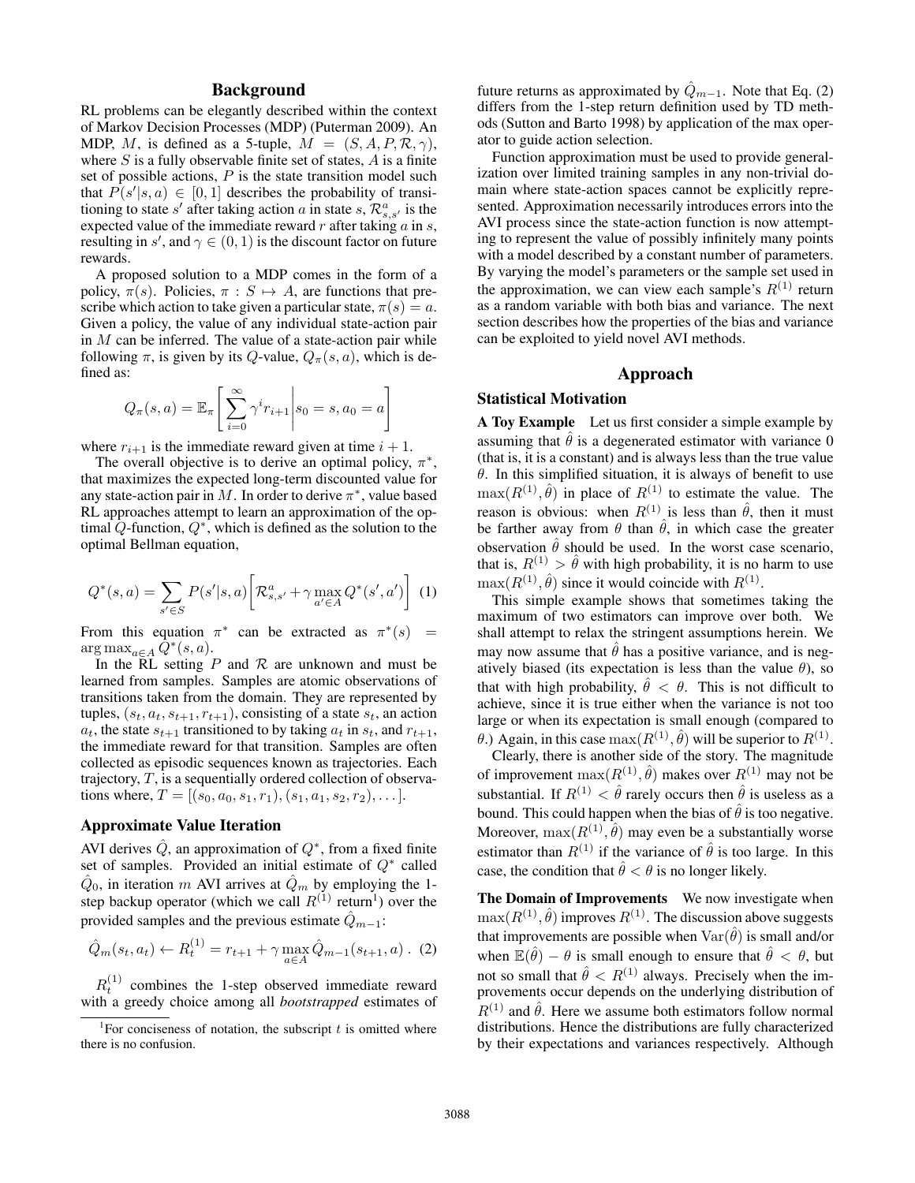## Background

RL problems can be elegantly described within the context of Markov Decision Processes (MDP) (Puterman 2009). An MDP, $M$, is defined as a 5-tuple, $M = (S, A, P, \mathcal{R}, \gamma)$, where $S$ is a fully observable finite set of states, $A$ is a finite set of possible actions, $P$ is the state transition model such that $P(s'|s, a) \in [0, 1]$ describes the probability of transitioning to state $s'$ after taking action $a$ in state $s$, $\mathcal{R}^a_{s,s'}$ is the expected value of the immediate reward $r$ after taking $a$ in $s$, resulting in $s'$, and $\gamma \in (0, 1)$ is the discount factor on future rewards.

A proposed solution to a MDP comes in the form of a policy, $\pi(s)$. Policies, $\pi : S \mapsto A$, are functions that prescribe which action to take given a particular state, $\pi(s) = a$. Given a policy, the value of any individual state-action pair in $M$ can be inferred. The value of a state-action pair while following $\pi$, is given by its $Q$-value, $Q_\pi(s, a)$, which is defined as:

$$Q_\pi(s, a) = \mathbb{E}_\pi \left[ \sum_{i=0}^{\infty} \gamma^i r_{i+1} \middle| s_0 = s, a_0 = a \right]$$

where $r_{i+1}$ is the immediate reward given at time $i + 1$.

The overall objective is to derive an optimal policy, $\pi^*$, that maximizes the expected long-term discounted value for any state-action pair in $M$. In order to derive $\pi^*$, value based RL approaches attempt to learn an approximation of the optimal $Q$-function, $Q^*$, which is defined as the solution to the optimal Bellman equation,

$$Q^*(s, a) = \sum_{s' \in S} P(s'|s, a) \left[ \mathcal{R}^a_{s,s'} + \gamma \max_{a' \in A} Q^*(s', a') \right] \quad (1)$$

From this equation $\pi^*$ can be extracted as $\pi^*(s) = \arg\max_{a \in A} Q^*(s, a)$.

In the RL setting $P$ and $\mathcal{R}$ are unknown and must be learned from samples. Samples are atomic observations of transitions taken from the domain. They are represented by tuples, $(s_t, a_t, s_{t+1}, r_{t+1})$, consisting of a state $s_t$, an action $a_t$, the state $s_{t+1}$ transitioned to by taking $a_t$ in $s_t$, and $r_{t+1}$, the immediate reward for that transition. Samples are often collected as episodic sequences known as trajectories. Each trajectory, $T$, is a sequentially ordered collection of observations where, $T = [(s_0, a_0, s_1, r_1), (s_1, a_1, s_2, r_2), \ldots]$.

### Approximate Value Iteration

AVI derives $\hat{Q}$, an approximation of $Q^*$, from a fixed finite set of samples. Provided an initial estimate of $Q^*$ called $\hat{Q}_0$, in iteration $m$ AVI arrives at $\hat{Q}_m$ by employing the 1-step backup operator (which we call $R^{(1)}$ return[1]) over the provided samples and the previous estimate $\hat{Q}_{m-1}$:

$$\hat{Q}_m(s_t, a_t) \leftarrow R^{(1)}_t = r_{t+1} + \gamma \max_{a \in A} \hat{Q}_{m-1}(s_{t+1}, a) \ . \quad (2)$$

$R^{(1)}_t$ combines the 1-step observed immediate reward with a greedy choice among all *bootstrapped* estimates of future returns as approximated by $\hat{Q}_{m-1}$. Note that Eq. (2) differs from the 1-step return definition used by TD methods (Sutton and Barto 1998) by application of the max operator to guide action selection.

Function approximation must be used to provide generalization over limited training samples in any non-trivial domain where state-action spaces cannot be explicitly represented. Approximation necessarily introduces errors into the AVI process since the state-action function is now attempting to represent the value of possibly infinitely many points with a model described by a constant number of parameters. By varying the model's parameters or the sample set used in the approximation, we can view each sample's $R^{(1)}$ return as a random variable with both bias and variance. The next section describes how the properties of the bias and variance can be exploited to yield novel AVI methods.

[1]For conciseness of notation, the subscript $t$ is omitted where there is no confusion.

## Approach

### Statistical Motivation

**A Toy Example** Let us first consider a simple example by assuming that $\hat{\theta}$ is a degenerated estimator with variance 0 (that is, it is a constant) and is always less than the true value $\theta$. In this simplified situation, it is always of benefit to use $\max(R^{(1)}, \hat{\theta})$ in place of $R^{(1)}$ to estimate the value. The reason is obvious: when $R^{(1)}$ is less than $\hat{\theta}$, then it must be farther away from $\theta$ than $\hat{\theta}$, in which case the greater observation $\hat{\theta}$ should be used. In the worst case scenario, that is, $R^{(1)} > \hat{\theta}$ with high probability, it is no harm to use $\max(R^{(1)}, \hat{\theta})$ since it would coincide with $R^{(1)}$.

This simple example shows that sometimes taking the maximum of two estimators can improve over both. We shall attempt to relax the stringent assumptions herein. We may now assume that $\hat{\theta}$ has a positive variance, and is negatively biased (its expectation is less than the value $\theta$), so that with high probability, $\hat{\theta} < \theta$. This is not difficult to achieve, since it is true either when the variance is not too large or when its expectation is small enough (compared to $\theta$.) Again, in this case $\max(R^{(1)}, \hat{\theta})$ will be superior to $R^{(1)}$.

Clearly, there is another side of the story. The magnitude of improvement $\max(R^{(1)}, \hat{\theta})$ makes over $R^{(1)}$ may not be substantial. If $R^{(1)} < \hat{\theta}$ rarely occurs then $\hat{\theta}$ is useless as a bound. This could happen when the bias of $\hat{\theta}$ is too negative. Moreover, $\max(R^{(1)}, \hat{\theta})$ may even be a substantially worse estimator than $R^{(1)}$ if the variance of $\hat{\theta}$ is too large. In this case, the condition that $\hat{\theta} < \theta$ is no longer likely.

**The Domain of Improvements** We now investigate when $\max(R^{(1)}, \hat{\theta})$ improves $R^{(1)}$. The discussion above suggests that improvements are possible when $\mathrm{Var}(\hat{\theta})$ is small and/or when $\mathbb{E}(\hat{\theta}) - \theta$ is small enough to ensure that $\hat{\theta} < \theta$, but not so small that $\hat{\theta} < R^{(1)}$ always. Precisely when the improvements occur depends on the underlying distribution of $R^{(1)}$ and $\hat{\theta}$. Here we assume both estimators follow normal distributions. Hence the distributions are fully characterized by their expectations and variances respectively. Although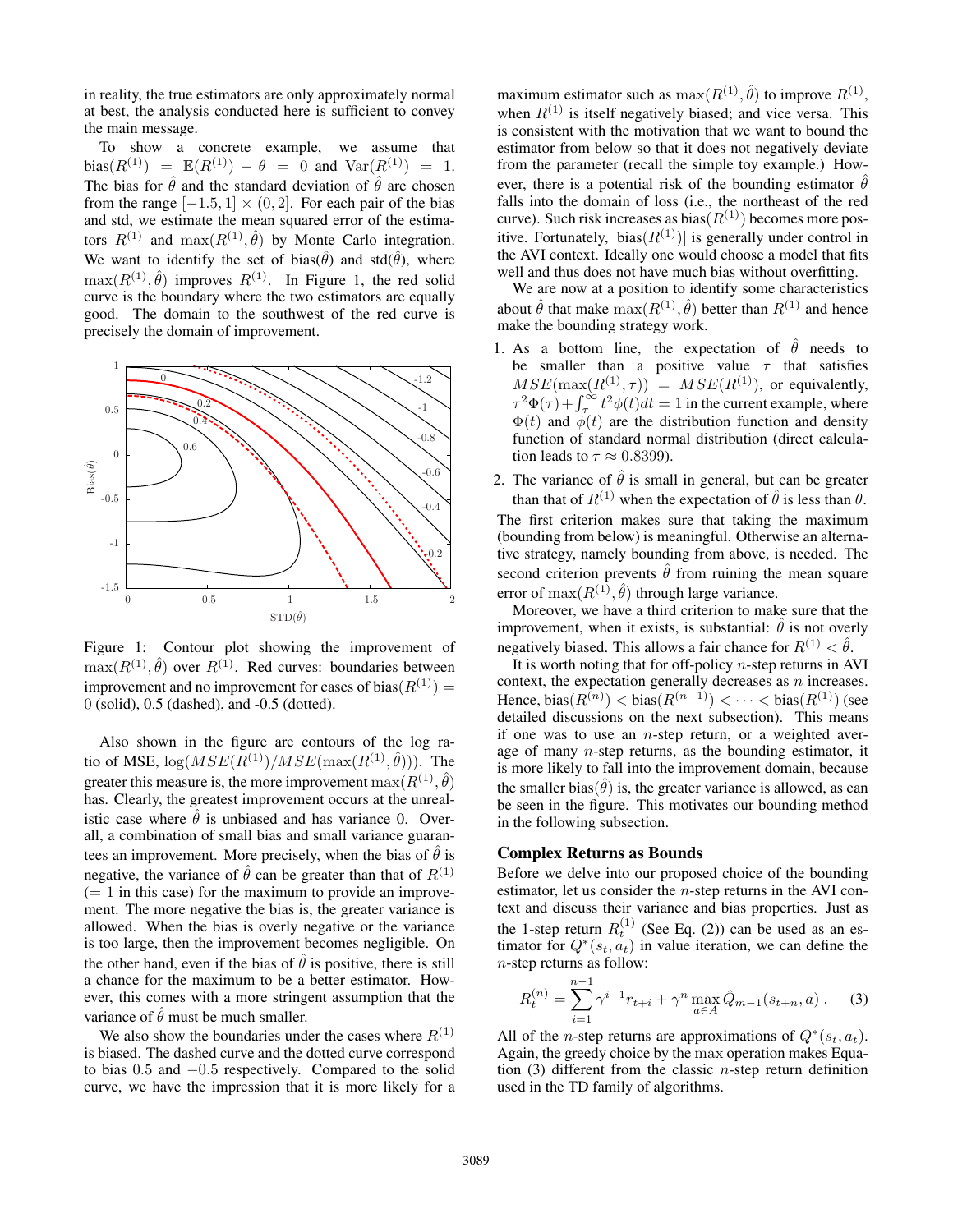in reality, the true estimators are only approximately normal at best, the analysis conducted here is sufficient to convey the main message.

To show a concrete example, we assume that $\text{bias}(R^{(1)}) = \mathbb{E}(R^{(1)}) - \theta = 0$ and $\text{Var}(R^{(1)}) = 1$. The bias for $\hat{\theta}$ and the standard deviation of $\hat{\theta}$ are chosen from the range $[-1.5, 1] \times (0, 2]$. For each pair of the bias and std, we estimate the mean squared error of the estimators $R^{(1)}$ and $\max(R^{(1)}, \hat{\theta})$ by Monte Carlo integration. We want to identify the set of $\text{bias}(\hat{\theta})$ and $\text{std}(\hat{\theta})$, where $\max(R^{(1)}, \hat{\theta})$ improves $R^{(1)}$. In Figure 1, the red solid curve is the boundary where the two estimators are equally good. The domain to the southwest of the red curve is precisely the domain of improvement.

Figure 1: Contour plot showing the improvement of $\max(R^{(1)}, \hat{\theta})$ over $R^{(1)}$. Red curves: boundaries between improvement and no improvement for cases of $\text{bias}(R^{(1)}) = 0$ (solid), 0.5 (dashed), and -0.5 (dotted).

Also shown in the figure are contours of the log ratio of MSE, $\log(MSE(R^{(1)})/MSE(\max(R^{(1)}, \hat{\theta})))$. The greater this measure is, the more improvement $\max(R^{(1)}, \hat{\theta})$ has. Clearly, the greatest improvement occurs at the unrealistic case where $\hat{\theta}$ is unbiased and has variance 0. Overall, a combination of small bias and small variance guarantees an improvement. More precisely, when the bias of $\hat{\theta}$ is negative, the variance of $\hat{\theta}$ can be greater than that of $R^{(1)}$ ($= 1$ in this case) for the maximum to provide an improvement. The more negative the bias is, the greater variance is allowed. When the bias is overly negative or the variance is too large, then the improvement becomes negligible. On the other hand, even if the bias of $\hat{\theta}$ is positive, there is still a chance for the maximum to be a better estimator. However, this comes with a more stringent assumption that the variance of $\hat{\theta}$ must be much smaller.

We also show the boundaries under the cases where $R^{(1)}$ is biased. The dashed curve and the dotted curve correspond to bias 0.5 and $-0.5$ respectively. Compared to the solid curve, we have the impression that it is more likely for a maximum estimator such as $\max(R^{(1)}, \hat{\theta})$ to improve $R^{(1)}$, when $R^{(1)}$ is itself negatively biased; and vice versa. This is consistent with the motivation that we want to bound the estimator from below so that it does not negatively deviate from the parameter (recall the simple toy example.) However, there is a potential risk of the bounding estimator $\hat{\theta}$ falls into the domain of loss (i.e., the northeast of the red curve). Such risk increases as $\text{bias}(R^{(1)})$ becomes more positive. Fortunately, $|\text{bias}(R^{(1)})|$ is generally under control in the AVI context. Ideally one would choose a model that fits well and thus does not have much bias without overfitting.

We are now at a position to identify some characteristics about $\hat{\theta}$ that make $\max(R^{(1)}, \hat{\theta})$ better than $R^{(1)}$ and hence make the bounding strategy work.

1. As a bottom line, the expectation of $\hat{\theta}$ needs to be smaller than a positive value $\tau$ that satisfies $MSE(\max(R^{(1)}, \tau)) = MSE(R^{(1)})$, or equivalently, $\tau^2\Phi(\tau) + \int_{\tau}^{\infty} t^2\phi(t)dt = 1$ in the current example, where $\Phi(t)$ and $\phi(t)$ are the distribution function and density function of standard normal distribution (direct calculation leads to $\tau \approx 0.8399$).
2. The variance of $\hat{\theta}$ is small in general, but can be greater than that of $R^{(1)}$ when the expectation of $\hat{\theta}$ is less than $\theta$.

The first criterion makes sure that taking the maximum (bounding from below) is meaningful. Otherwise an alternative strategy, namely bounding from above, is needed. The second criterion prevents $\hat{\theta}$ from ruining the mean square error of $\max(R^{(1)}, \hat{\theta})$ through large variance.

Moreover, we have a third criterion to make sure that the improvement, when it exists, is substantial: $\hat{\theta}$ is not overly negatively biased. This allows a fair chance for $R^{(1)} < \hat{\theta}$.

It is worth noting that for off-policy $n$-step returns in AVI context, the expectation generally decreases as $n$ increases. Hence, $\text{bias}(R^{(n)}) < \text{bias}(R^{(n-1)}) < \cdots < \text{bias}(R^{(1)})$ (see detailed discussions on the next subsection). This means if one was to use an $n$-step return, or a weighted average of many $n$-step returns, as the bounding estimator, it is more likely to fall into the improvement domain, because the smaller $\text{bias}(\hat{\theta})$ is, the greater variance is allowed, as can be seen in the figure. This motivates our bounding method in the following subsection.

## Complex Returns as Bounds

Before we delve into our proposed choice of the bounding estimator, let us consider the $n$-step returns in the AVI context and discuss their variance and bias properties. Just as the 1-step return $R_t^{(1)}$ (See Eq. (2)) can be used as an estimator for $Q^*(s_t, a_t)$ in value iteration, we can define the $n$-step returns as follow:

$$R_t^{(n)} = \sum_{i=1}^{n-1} \gamma^{i-1} r_{t+i} + \gamma^n \max_{a \in A} \hat{Q}_{m-1}(s_{t+n}, a)\ . \qquad (3)$$

All of the $n$-step returns are approximations of $Q^*(s_t, a_t)$. Again, the greedy choice by the max operation makes Equation (3) different from the classic $n$-step return definition used in the TD family of algorithms.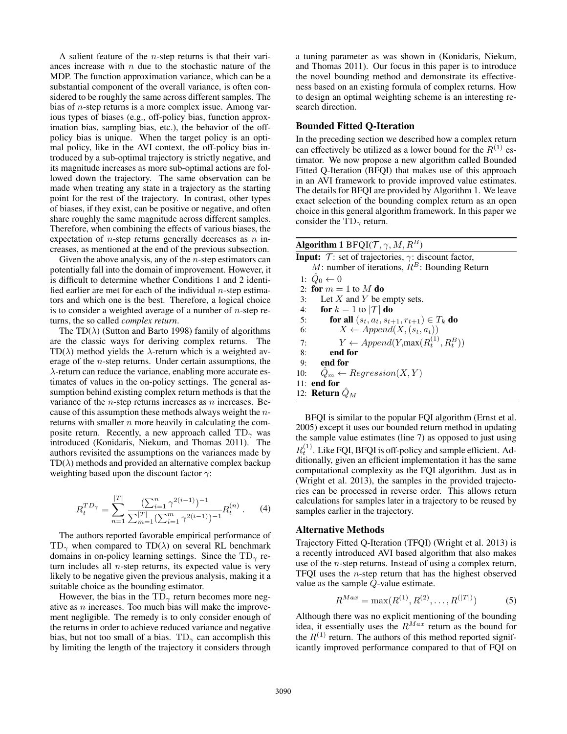A salient feature of the $n$-step returns is that their variances increase with $n$ due to the stochastic nature of the MDP. The function approximation variance, which can be a substantial component of the overall variance, is often considered to be roughly the same across different samples. The bias of $n$-step returns is a more complex issue. Among various types of biases (e.g., off-policy bias, function approximation bias, sampling bias, etc.), the behavior of the off-policy bias is unique. When the target policy is an optimal policy, like in the AVI context, the off-policy bias introduced by a sub-optimal trajectory is strictly negative, and its magnitude increases as more sub-optimal actions are followed down the trajectory. The same observation can be made when treating any state in a trajectory as the starting point for the rest of the trajectory. In contrast, other types of biases, if they exist, can be positive or negative, and often share roughly the same magnitude across different samples. Therefore, when combining the effects of various biases, the expectation of $n$-step returns generally decreases as $n$ increases, as mentioned at the end of the previous subsection.

Given the above analysis, any of the $n$-step estimators can potentially fall into the domain of improvement. However, it is difficult to determine whether Conditions 1 and 2 identified earlier are met for each of the individual $n$-step estimators and which one is the best. Therefore, a logical choice is to consider a weighted average of a number of $n$-step returns, the so called *complex return*.

The TD($\lambda$) (Sutton and Barto 1998) family of algorithms are the classic ways for deriving complex returns. The TD($\lambda$) method yields the $\lambda$-return which is a weighted average of the $n$-step returns. Under certain assumptions, the $\lambda$-return can reduce the variance, enabling more accurate estimates of values in the on-policy settings. The general assumption behind existing complex return methods is that the variance of the $n$-step returns increases as $n$ increases. Because of this assumption these methods always weight the $n$-returns with smaller $n$ more heavily in calculating the composite return. Recently, a new approach called TD$_\gamma$ was introduced (Konidaris, Niekum, and Thomas 2011). The authors revisited the assumptions on the variances made by TD($\lambda$) methods and provided an alternative complex backup weighting based upon the discount factor $\gamma$:

$$R_t^{TD_\gamma} = \sum_{n=1}^{|T|} \frac{\left(\sum_{i=1}^{n} \gamma^{2(i-1)}\right)^{-1}}{\sum_{m=1}^{|T|}\left(\sum_{i=1}^{m} \gamma^{2(i-1)}\right)^{-1}} R_t^{(n)} \,. \quad (4)$$

The authors reported favorable empirical performance of TD$_\gamma$ when compared to TD($\lambda$) on several RL benchmark domains in on-policy learning settings. Since the TD$_\gamma$ return includes all $n$-step returns, its expected value is very likely to be negative given the previous analysis, making it a suitable choice as the bounding estimator.

However, the bias in the TD$_\gamma$ return becomes more negative as $n$ increases. Too much bias will make the improvement negligible. The remedy is to only consider enough of the returns in order to achieve reduced variance and negative bias, but not too small of a bias. TD$_\gamma$ can accomplish this by limiting the length of the trajectory it considers through a tuning parameter as was shown in (Konidaris, Niekum, and Thomas 2011). Our focus in this paper is to introduce the novel bounding method and demonstrate its effectiveness based on an existing formula of complex returns. How to design an optimal weighting scheme is an interesting research direction.

## Bounded Fitted Q-Iteration

In the preceding section we described how a complex return can effectively be utilized as a lower bound for the $R^{(1)}$ estimator. We now propose a new algorithm called Bounded Fitted Q-Iteration (BFQI) that makes use of this approach in an AVI framework to provide improved value estimates. The details for BFQI are provided by Algorithm 1. We leave exact selection of the bounding complex return as an open choice in this general algorithm framework. In this paper we consider the TD$_\gamma$ return.

**Algorithm 1** BFQI($\mathcal{T}, \gamma, M, R^B$)

**Input:** $\mathcal{T}$: set of trajectories, $\gamma$: discount factor, $M$: number of iterations, $R^B$: Bounding Return

1: $\hat{Q}_0 \leftarrow 0$
2: **for** $m = 1$ to $M$ **do**
3: Let $X$ and $Y$ be empty sets.
4: **for** $k = 1$ to $|\mathcal{T}|$ **do**
5: **for all** $(s_t, a_t, s_{t+1}, r_{t+1}) \in T_k$ **do**
6: $X \leftarrow Append(X, (s_t, a_t))$
7: $Y \leftarrow Append(Y, \max(R_t^{(1)}, R_t^B))$
8: **end for**
9: **end for**
10: $\hat{Q}_m \leftarrow Regression(X, Y)$
11: **end for**
12: **Return** $\hat{Q}_M$

BFQI is similar to the popular FQI algorithm (Ernst et al. 2005) except it uses our bounded return method in updating the sample value estimates (line 7) as opposed to just using $R_t^{(1)}$. Like FQI, BFQI is off-policy and sample efficient. Additionally, given an efficient implementation it has the same computational complexity as the FQI algorithm. Just as in (Wright et al. 2013), the samples in the provided trajectories can be processed in reverse order. This allows return calculations for samples later in a trajectory to be reused by samples earlier in the trajectory.

## Alternative Methods

Trajectory Fitted Q-Iteration (TFQI) (Wright et al. 2013) is a recently introduced AVI based algorithm that also makes use of the $n$-step returns. Instead of using a complex return, TFQI uses the $n$-step return that has the highest observed value as the sample $Q$-value estimate.

$$R^{Max} = \max(R^{(1)}, R^{(2)}, \ldots, R^{(|T|)}) \quad (5)$$

Although there was no explicit mentioning of the bounding idea, it essentially uses the $R^{Max}$ return as the bound for the $R^{(1)}$ return. The authors of this method reported significantly improved performance compared to that of FQI on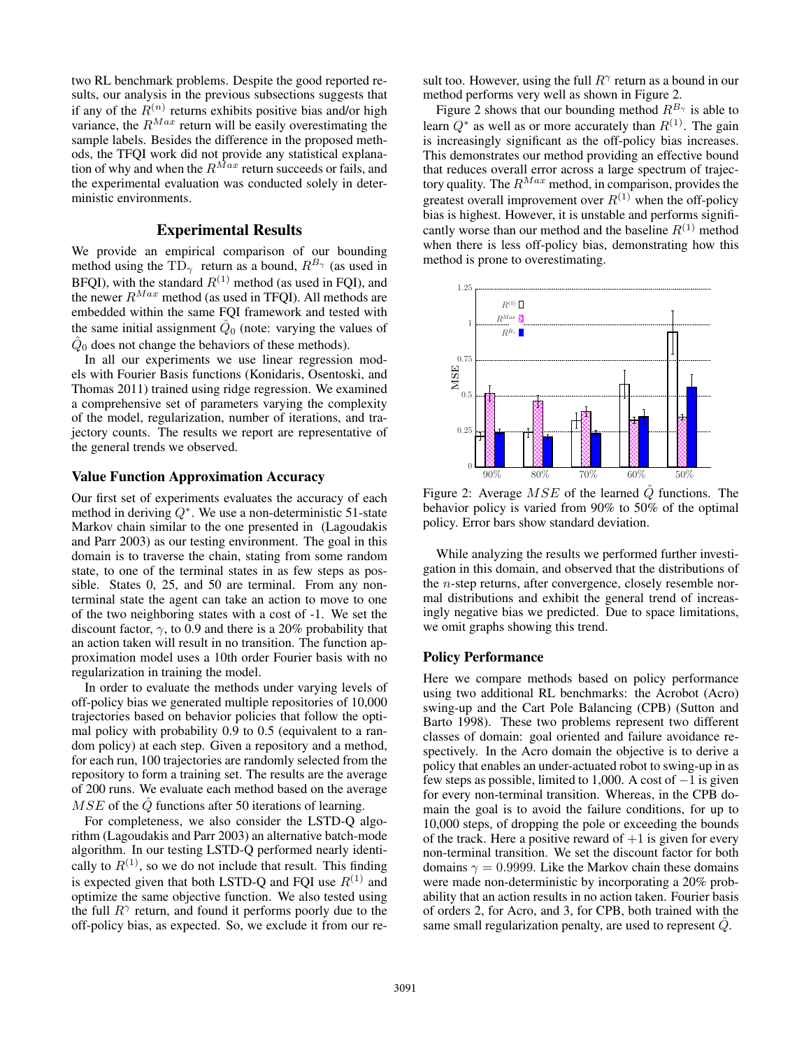two RL benchmark problems. Despite the good reported results, our analysis in the previous subsections suggests that if any of the $R^{(n)}$ returns exhibits positive bias and/or high variance, the $R^{Max}$ return will be easily overestimating the sample labels. Besides the difference in the proposed methods, the TFQI work did not provide any statistical explanation of why and when the $R^{Max}$ return succeeds or fails, and the experimental evaluation was conducted solely in deterministic environments.

## Experimental Results

We provide an empirical comparison of our bounding method using the $\mathrm{TD}_\gamma$ return as a bound, $R^{B_\gamma}$ (as used in BFQI), with the standard $R^{(1)}$ method (as used in FQI), and the newer $R^{Max}$ method (as used in TFQI). All methods are embedded within the same FQI framework and tested with the same initial assignment $\hat{Q}_0$ (note: varying the values of $\hat{Q}_0$ does not change the behaviors of these methods).

In all our experiments we use linear regression models with Fourier Basis functions (Konidaris, Osentoski, and Thomas 2011) trained using ridge regression. We examined a comprehensive set of parameters varying the complexity of the model, regularization, number of iterations, and trajectory counts. The results we report are representative of the general trends we observed.

### Value Function Approximation Accuracy

Our first set of experiments evaluates the accuracy of each method in deriving $Q^*$. We use a non-deterministic 51-state Markov chain similar to the one presented in (Lagoudakis and Parr 2003) as our testing environment. The goal in this domain is to traverse the chain, stating from some random state, to one of the terminal states in as few steps as possible. States 0, 25, and 50 are terminal. From any non-terminal state the agent can take an action to move to one of the two neighboring states with a cost of -1. We set the discount factor, $\gamma$, to 0.9 and there is a 20% probability that an action taken will result in no transition. The function approximation model uses a 10th order Fourier basis with no regularization in training the model.

In order to evaluate the methods under varying levels of off-policy bias we generated multiple repositories of 10,000 trajectories based on behavior policies that follow the optimal policy with probability 0.9 to 0.5 (equivalent to a random policy) at each step. Given a repository and a method, for each run, 100 trajectories are randomly selected from the repository to form a training set. The results are the average of 200 runs. We evaluate each method based on the average $MSE$ of the $\hat{Q}$ functions after 50 iterations of learning.

For completeness, we also consider the LSTD-Q algorithm (Lagoudakis and Parr 2003) an alternative batch-mode algorithm. In our testing LSTD-Q performed nearly identically to $R^{(1)}$, so we do not include that result. This finding is expected given that both LSTD-Q and FQI use $R^{(1)}$ and optimize the same objective function. We also tested using the full $R^{\gamma}$ return, and found it performs poorly due to the off-policy bias, as expected. So, we exclude it from our result too. However, using the full $R^{\gamma}$ return as a bound in our method performs very well as shown in Figure 2.

Figure 2 shows that our bounding method $R^{B_\gamma}$ is able to learn $Q^*$ as well as or more accurately than $R^{(1)}$. The gain is increasingly significant as the off-policy bias increases. This demonstrates our method providing an effective bound that reduces overall error across a large spectrum of trajectory quality. The $R^{Max}$ method, in comparison, provides the greatest overall improvement over $R^{(1)}$ when the off-policy bias is highest. However, it is unstable and performs significantly worse than our method and the baseline $R^{(1)}$ method when there is less off-policy bias, demonstrating how this method is prone to overestimating.

Figure 2: Average $MSE$ of the learned $\hat{Q}$ functions. The behavior policy is varied from 90% to 50% of the optimal policy. Error bars show standard deviation.

While analyzing the results we performed further investigation in this domain, and observed that the distributions of the $n$-step returns, after convergence, closely resemble normal distributions and exhibit the general trend of increasingly negative bias we predicted. Due to space limitations, we omit graphs showing this trend.

### Policy Performance

Here we compare methods based on policy performance using two additional RL benchmarks: the Acrobot (Acro) swing-up and the Cart Pole Balancing (CPB) (Sutton and Barto 1998). These two problems represent two different classes of domain: goal oriented and failure avoidance respectively. In the Acro domain the objective is to derive a policy that enables an under-actuated robot to swing-up in as few steps as possible, limited to 1,000. A cost of $-1$ is given for every non-terminal transition. Whereas, in the CPB domain the goal is to avoid the failure conditions, for up to 10,000 steps, of dropping the pole or exceeding the bounds of the track. Here a positive reward of $+1$ is given for every non-terminal transition. We set the discount factor for both domains $\gamma = 0.9999$. Like the Markov chain these domains were made non-deterministic by incorporating a 20% probability that an action results in no action taken. Fourier basis of orders 2, for Acro, and 3, for CPB, both trained with the same small regularization penalty, are used to represent $\hat{Q}$.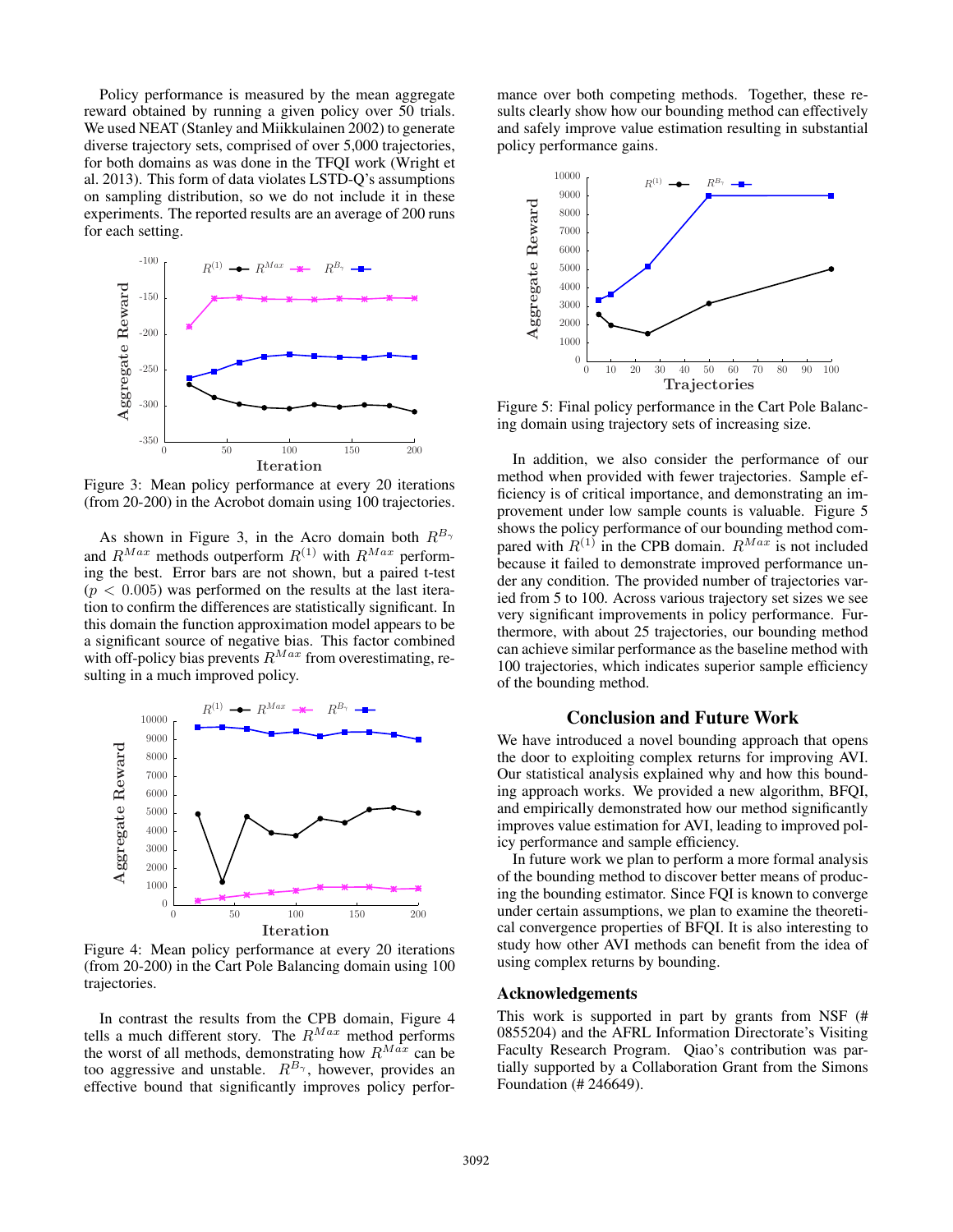Policy performance is measured by the mean aggregate reward obtained by running a given policy over 50 trials. We used NEAT (Stanley and Miikkulainen 2002) to generate diverse trajectory sets, comprised of over 5,000 trajectories, for both domains as was done in the TFQI work (Wright et al. 2013). This form of data violates LSTD-Q's assumptions on sampling distribution, so we do not include it in these experiments. The reported results are an average of 200 runs for each setting.

Figure 3: Mean policy performance at every 20 iterations (from 20-200) in the Acrobot domain using 100 trajectories.

As shown in Figure 3, in the Acro domain both $R^{B_\gamma}$ and $R^{Max}$ methods outperform $R^{(1)}$ with $R^{Max}$ performing the best. Error bars are not shown, but a paired t-test ($p < 0.005$) was performed on the results at the last iteration to confirm the differences are statistically significant. In this domain the function approximation model appears to be a significant source of negative bias. This factor combined with off-policy bias prevents $R^{Max}$ from overestimating, resulting in a much improved policy.

Figure 4: Mean policy performance at every 20 iterations (from 20-200) in the Cart Pole Balancing domain using 100 trajectories.

In contrast the results from the CPB domain, Figure 4 tells a much different story. The $R^{Max}$ method performs the worst of all methods, demonstrating how $R^{Max}$ can be too aggressive and unstable. $R^{B_\gamma}$, however, provides an effective bound that significantly improves policy performance over both competing methods. Together, these results clearly show how our bounding method can effectively and safely improve value estimation resulting in substantial policy performance gains.

Figure 5: Final policy performance in the Cart Pole Balancing domain using trajectory sets of increasing size.

In addition, we also consider the performance of our method when provided with fewer trajectories. Sample efficiency is of critical importance, and demonstrating an improvement under low sample counts is valuable. Figure 5 shows the policy performance of our bounding method compared with $R^{(1)}$ in the CPB domain. $R^{Max}$ is not included because it failed to demonstrate improved performance under any condition. The provided number of trajectories varied from 5 to 100. Across various trajectory set sizes we see very significant improvements in policy performance. Furthermore, with about 25 trajectories, our bounding method can achieve similar performance as the baseline method with 100 trajectories, which indicates superior sample efficiency of the bounding method.

## Conclusion and Future Work

We have introduced a novel bounding approach that opens the door to exploiting complex returns for improving AVI. Our statistical analysis explained why and how this bounding approach works. We provided a new algorithm, BFQI, and empirically demonstrated how our method significantly improves value estimation for AVI, leading to improved policy performance and sample efficiency.

In future work we plan to perform a more formal analysis of the bounding method to discover better means of producing the bounding estimator. Since FQI is known to converge under certain assumptions, we plan to examine the theoretical convergence properties of BFQI. It is also interesting to study how other AVI methods can benefit from the idea of using complex returns by bounding.

### Acknowledgements

This work is supported in part by grants from NSF (# 0855204) and the AFRL Information Directorate's Visiting Faculty Research Program. Qiao's contribution was partially supported by a Collaboration Grant from the Simons Foundation (# 246649).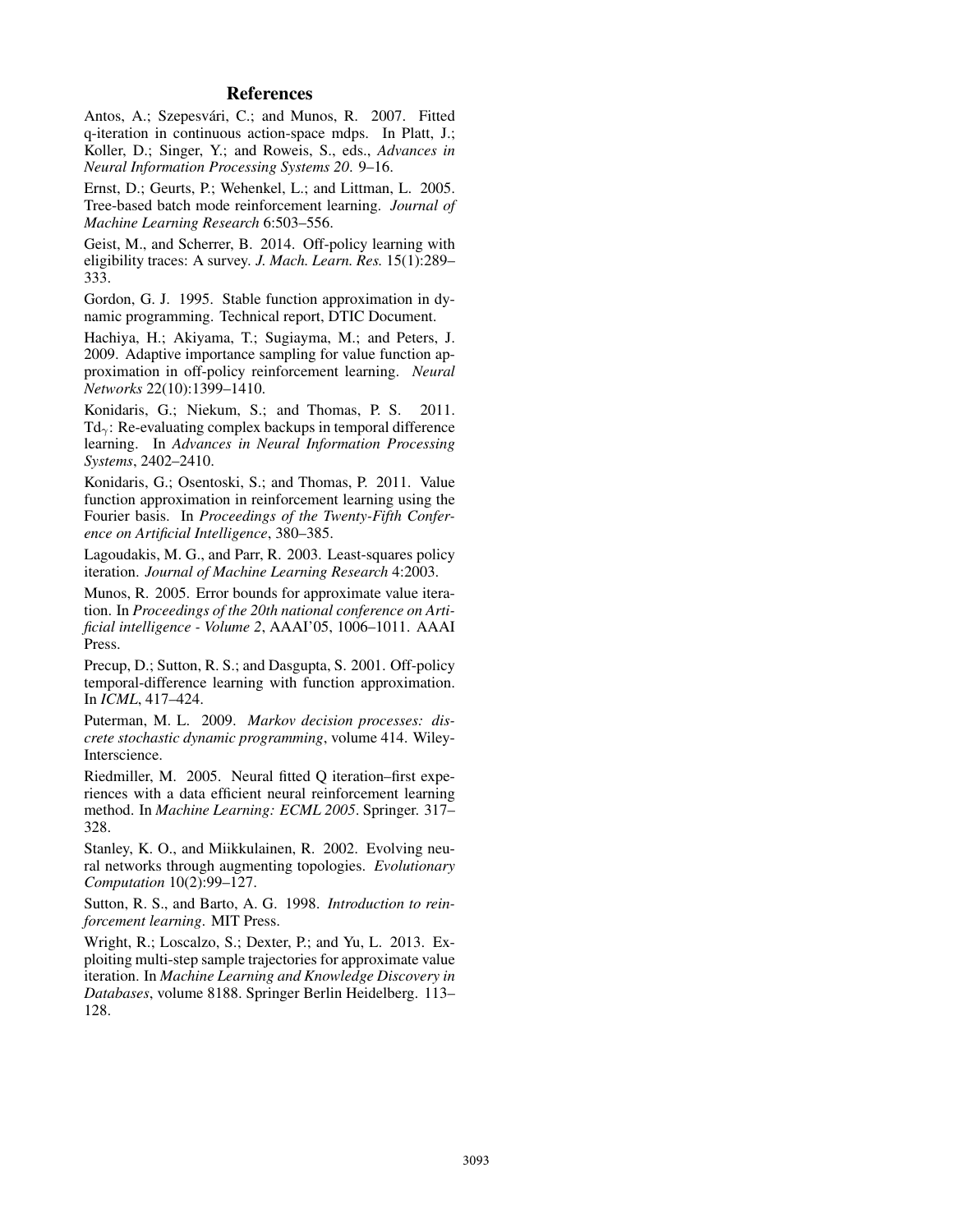# References

Antos, A.; Szepesvári, C.; and Munos, R. 2007. Fitted q-iteration in continuous action-space mdps. In Platt, J.; Koller, D.; Singer, Y.; and Roweis, S., eds., *Advances in Neural Information Processing Systems 20*. 9–16.

Ernst, D.; Geurts, P.; Wehenkel, L.; and Littman, L. 2005. Tree-based batch mode reinforcement learning. *Journal of Machine Learning Research* 6:503–556.

Geist, M., and Scherrer, B. 2014. Off-policy learning with eligibility traces: A survey. *J. Mach. Learn. Res.* 15(1):289–333.

Gordon, G. J. 1995. Stable function approximation in dynamic programming. Technical report, DTIC Document.

Hachiya, H.; Akiyama, T.; Sugiayma, M.; and Peters, J. 2009. Adaptive importance sampling for value function approximation in off-policy reinforcement learning. *Neural Networks* 22(10):1399–1410.

Konidaris, G.; Niekum, S.; and Thomas, P. S. 2011. Td$_\gamma$: Re-evaluating complex backups in temporal difference learning. In *Advances in Neural Information Processing Systems*, 2402–2410.

Konidaris, G.; Osentoski, S.; and Thomas, P. 2011. Value function approximation in reinforcement learning using the Fourier basis. In *Proceedings of the Twenty-Fifth Conference on Artificial Intelligence*, 380–385.

Lagoudakis, M. G., and Parr, R. 2003. Least-squares policy iteration. *Journal of Machine Learning Research* 4:2003.

Munos, R. 2005. Error bounds for approximate value iteration. In *Proceedings of the 20th national conference on Artificial intelligence - Volume 2*, AAAI'05, 1006–1011. AAAI Press.

Precup, D.; Sutton, R. S.; and Dasgupta, S. 2001. Off-policy temporal-difference learning with function approximation. In *ICML*, 417–424.

Puterman, M. L. 2009. *Markov decision processes: discrete stochastic dynamic programming*, volume 414. Wiley-Interscience.

Riedmiller, M. 2005. Neural fitted Q iteration–first experiences with a data efficient neural reinforcement learning method. In *Machine Learning: ECML 2005*. Springer. 317–328.

Stanley, K. O., and Miikkulainen, R. 2002. Evolving neural networks through augmenting topologies. *Evolutionary Computation* 10(2):99–127.

Sutton, R. S., and Barto, A. G. 1998. *Introduction to reinforcement learning*. MIT Press.

Wright, R.; Loscalzo, S.; Dexter, P.; and Yu, L. 2013. Exploiting multi-step sample trajectories for approximate value iteration. In *Machine Learning and Knowledge Discovery in Databases*, volume 8188. Springer Berlin Heidelberg. 113–128.